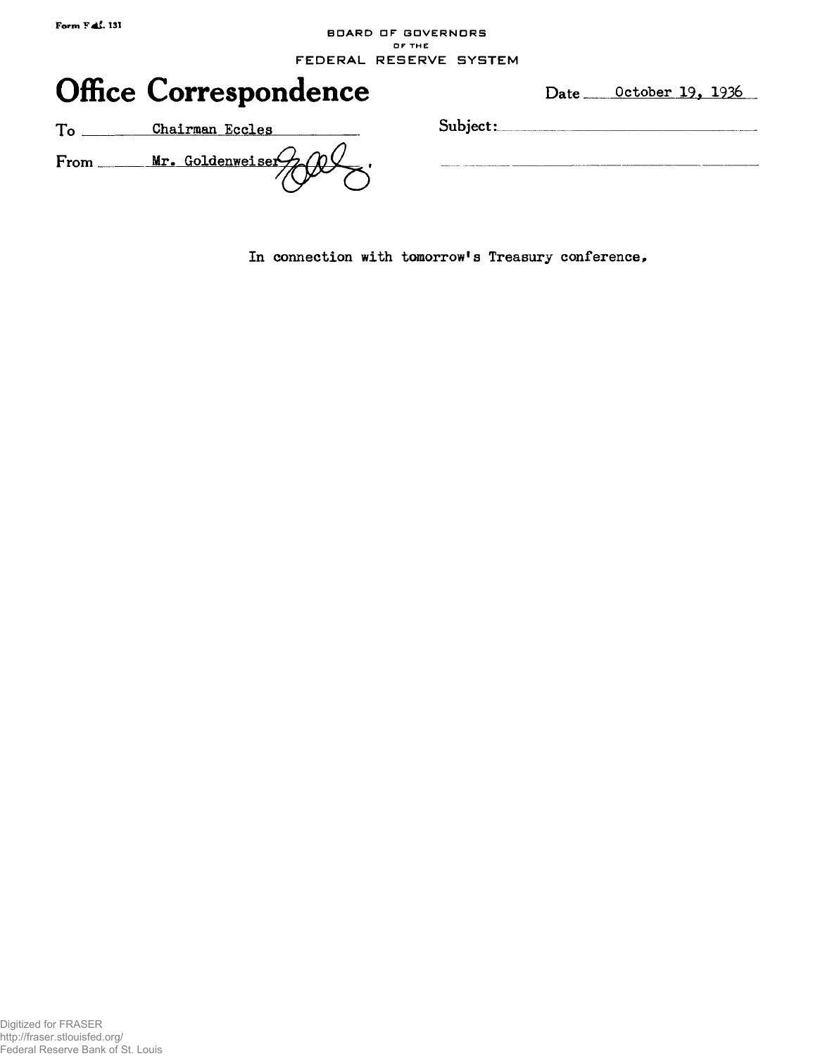Form F.R. 131

BOARD OF GOVERNORS
OF THE
FEDERAL RESERVE SYSTEM

# Office Correspondence

Date October 19, 1936

To Chairman Eccles

From Mr. Goldenweiser

Subject:

In connection with tomorrow's Treasury conference.

Digitized for FRASER
http://fraser.stlouisfed.org/
Federal Reserve Bank of St. Louis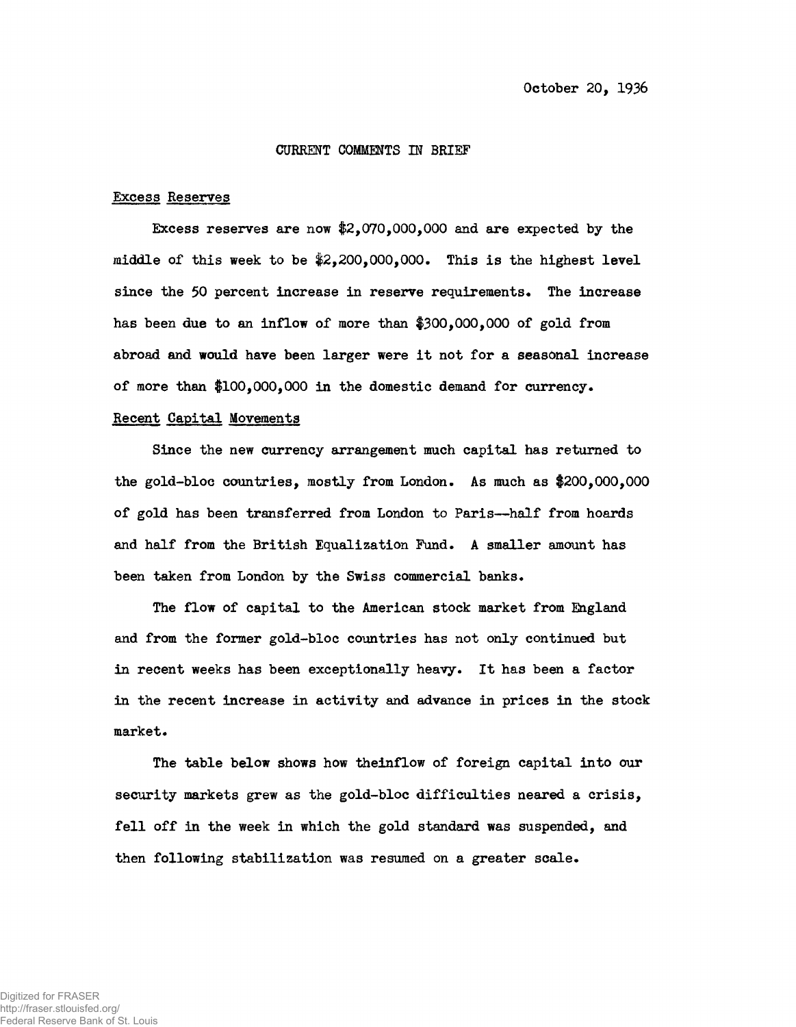October 20, 1936

# CURRENT COMMENTS IN BRIEF

## Excess Reserves

Excess reserves are now $2,070,000,000 and are expected by the middle of this week to be $2,200,000,000. This is the highest level since the 50 percent increase in reserve requirements. The increase has been due to an inflow of more than $300,000,000 of gold from abroad and would have been larger were it not for a seasonal increase of more than $100,000,000 in the domestic demand for currency.

## Recent Capital Movements

Since the new currency arrangement much capital has returned to the gold-bloc countries, mostly from London. As much as $200,000,000 of gold has been transferred from London to Paris--half from hoards and half from the British Equalization Fund. A smaller amount has been taken from London by the Swiss commercial banks.

The flow of capital to the American stock market from England and from the former gold-bloc countries has not only continued but in recent weeks has been exceptionally heavy. It has been a factor in the recent increase in activity and advance in prices in the stock market.

The table below shows how theinflow of foreign capital into our security markets grew as the gold-bloc difficulties neared a crisis, fell off in the week in which the gold standard was suspended, and then following stabilization was resumed on a greater scale.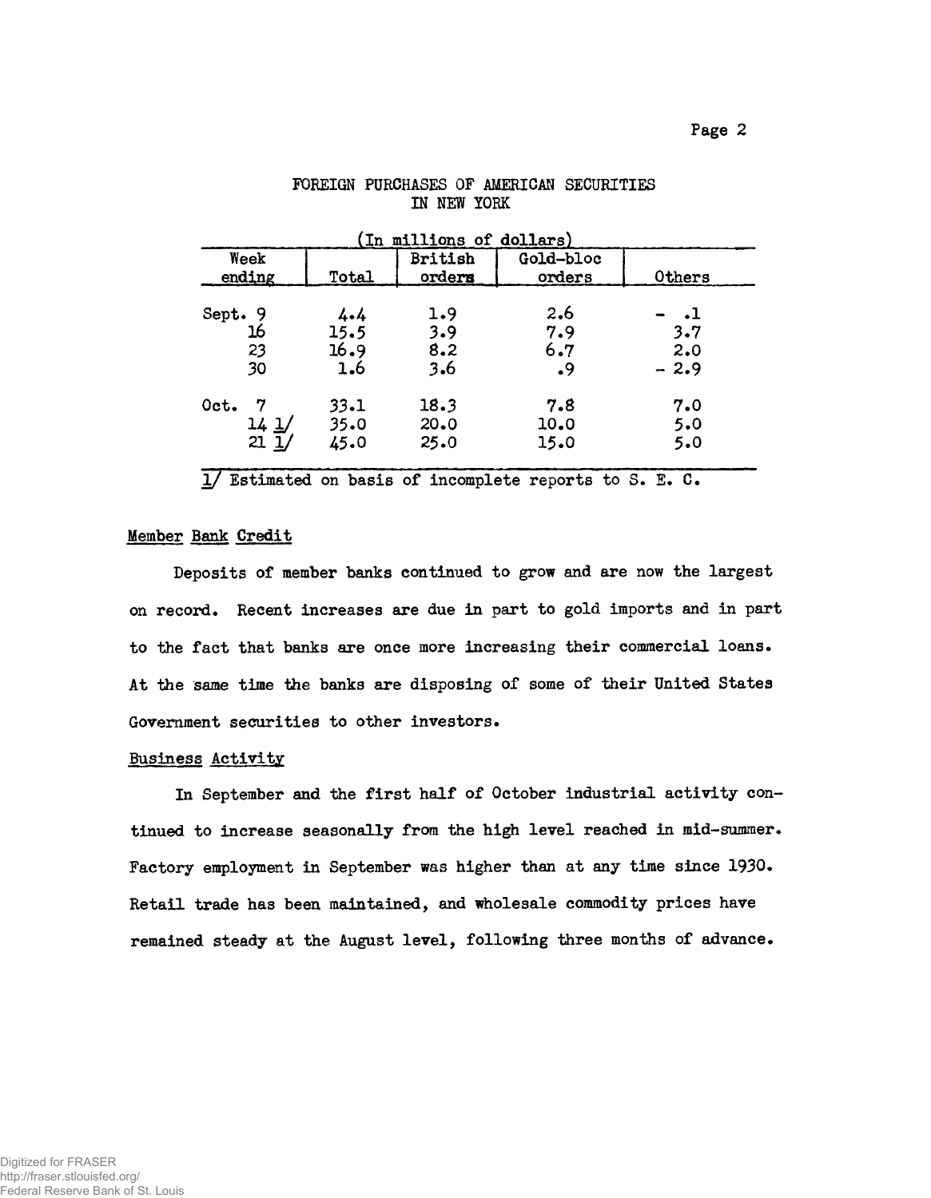## FOREIGN PURCHASES OF AMERICAN SECURITIES IN NEW YORK

(In millions of dollars)

| Week ending | Total | British orders | Gold-bloc orders | Others |
|---|---|---|---|---|
| Sept. 9 | 4.4 | 1.9 | 2.6 | - .1 |
| 16 | 15.5 | 3.9 | 7.9 | 3.7 |
| 23 | 16.9 | 8.2 | 6.7 | 2.0 |
| 30 | 1.6 | 3.6 | .9 | - 2.9 |
| Oct. 7 | 33.1 | 18.3 | 7.8 | 7.0 |
| 14 1/ | 35.0 | 20.0 | 10.0 | 5.0 |
| 21 1/ | 45.0 | 25.0 | 15.0 | 5.0 |

1/ Estimated on basis of incomplete reports to S. E. C.

## Member Bank Credit

Deposits of member banks continued to grow and are now the largest on record. Recent increases are due in part to gold imports and in part to the fact that banks are once more increasing their commercial loans. At the same time the banks are disposing of some of their United States Government securities to other investors.

## Business Activity

In September and the first half of October industrial activity continued to increase seasonally from the high level reached in mid-summer. Factory employment in September was higher than at any time since 1930. Retail trade has been maintained, and wholesale commodity prices have remained steady at the August level, following three months of advance.